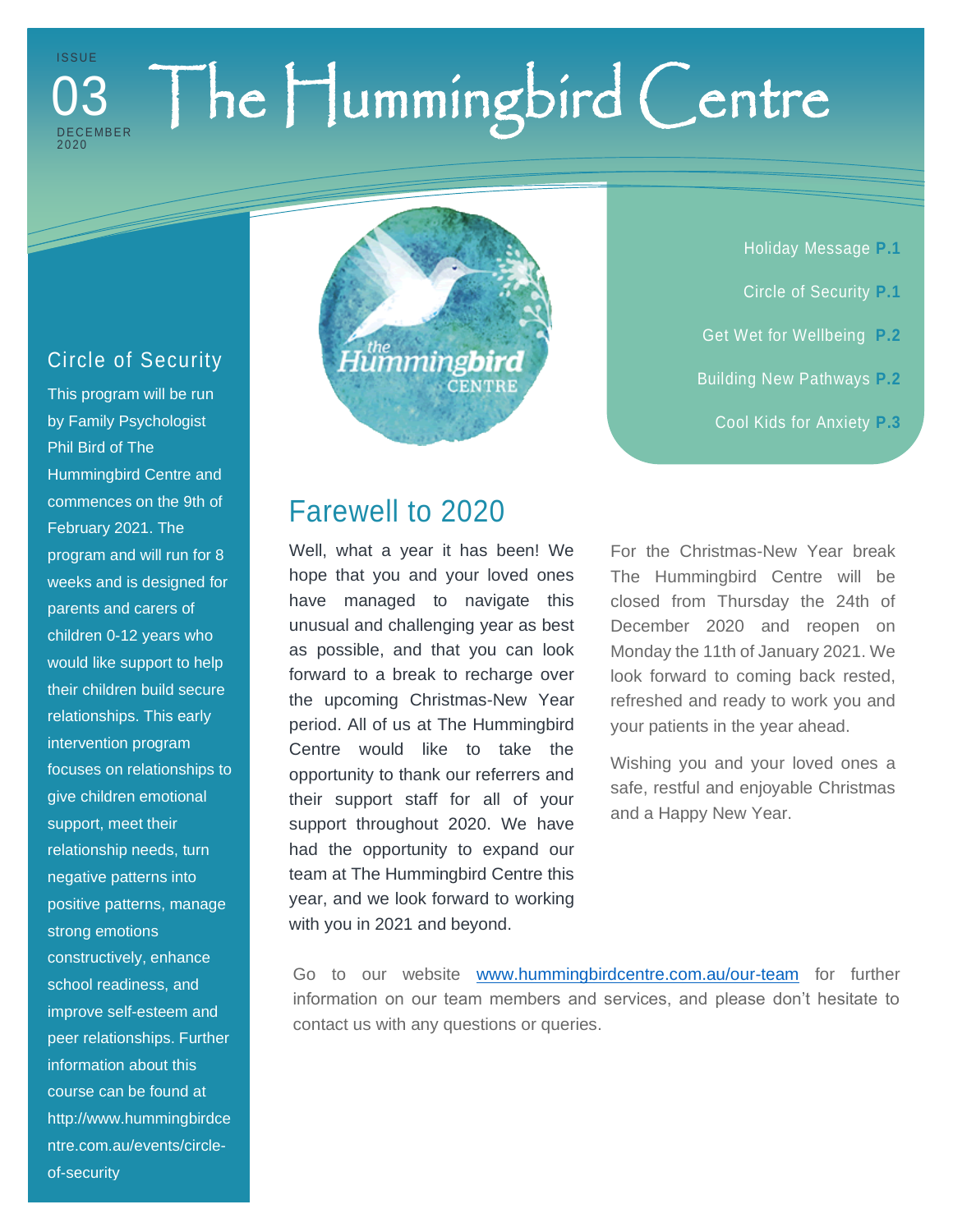ISSUE 03 DECEMBER 2020

# The Hummingbird Centre

- Holiday Message **P.1**
- Circle of Security **P.1**
- Get Wet for Wellbeing **P.2**
- Building New Pathways **P.2**
- Cool Kids for Anxiety **P.3**

## Circle of Security

This program will be run by Family Psychologist Phil Bird of The Hummingbird Centre and commences on the 9th of February 2021. The program and will run for 8 weeks and is designed for parents and carers of children 0-12 years who would like support to help their children build secure relationships. This early intervention program focuses on relationships to give children emotional support, meet their relationship needs, turn negative patterns into positive patterns, manage strong emotions constructively, enhance school readiness, and improve self-esteem and peer relationships. Further information about this course can be found at http://www.hummingbirdcentre.com.au/events/circle-of-security

## Farewell to 2020

Well, what a year it has been! We hope that you and your loved ones have managed to navigate this unusual and challenging year as best as possible, and that you can look forward to a break to recharge over the upcoming Christmas-New Year period. All of us at The Hummingbird Centre would like to take the opportunity to thank our referrers and their support staff for all of your support throughout 2020. We have had the opportunity to expand our team at The Hummingbird Centre this year, and we look forward to working with you in 2021 and beyond.

For the Christmas-New Year break The Hummingbird Centre will be closed from Thursday the 24th of December 2020 and reopen on Monday the 11th of January 2021. We look forward to coming back rested, refreshed and ready to work you and your patients in the year ahead.

Wishing you and your loved ones a safe, restful and enjoyable Christmas and a Happy New Year.

Go to our website [www.hummingbirdcentre.com.au/our-team](http://www.hummingbirdcentre.com.au/our-team) for further information on our team members and services, and please don't hesitate to contact us with any questions or queries.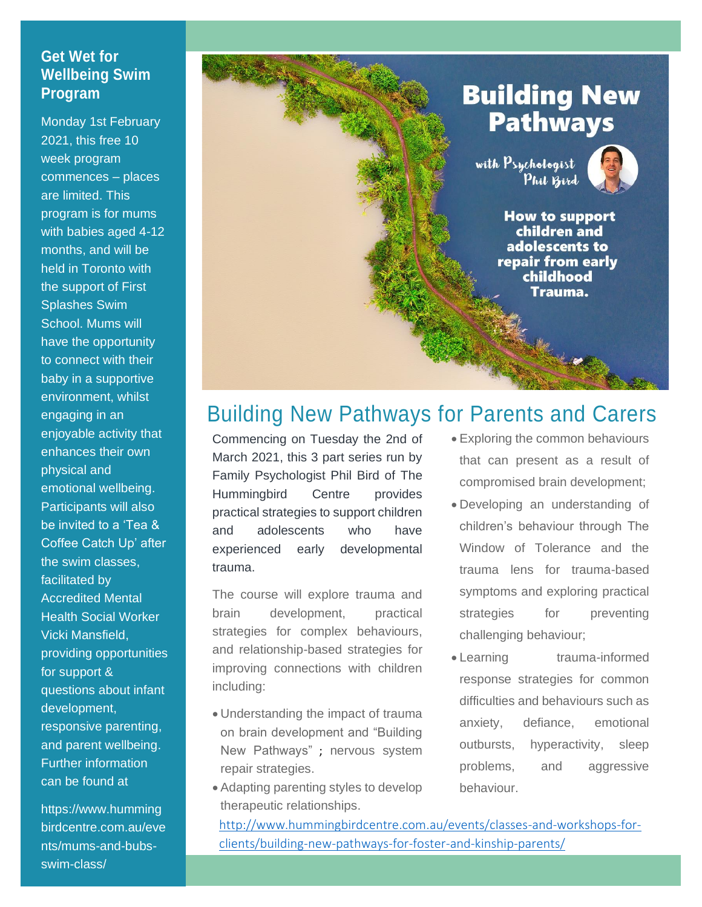## Get Wet for Wellbeing Swim Program

Monday 1st February 2021, this free 10 week program commences – places are limited. This program is for mums with babies aged 4-12 months, and will be held in Toronto with the support of First Splashes Swim School. Mums will have the opportunity to connect with their baby in a supportive environment, whilst engaging in an enjoyable activity that enhances their own physical and emotional wellbeing. Participants will also be invited to a 'Tea & Coffee Catch Up' after the swim classes, facilitated by Accredited Mental Health Social Worker Vicki Mansfield, providing opportunities for support & questions about infant development, responsive parenting, and parent wellbeing. Further information can be found at

https://www.hummingbirdcentre.com.au/events/mums-and-bubs-swim-class/

**Building New Pathways**

with Psychologist Phil Bird

**How to support children and adolescents to repair from early childhood Trauma.**

## Building New Pathways for Parents and Carers

Commencing on Tuesday the 2nd of March 2021, this 3 part series run by Family Psychologist Phil Bird of The Hummingbird Centre provides practical strategies to support children and adolescents who have experienced early developmental trauma.

The course will explore trauma and brain development, practical strategies for complex behaviours, and relationship-based strategies for improving connections with children including:

- Understanding the impact of trauma on brain development and "Building New Pathways" ; nervous system repair strategies.
- Adapting parenting styles to develop therapeutic relationships.
- Exploring the common behaviours that can present as a result of compromised brain development;
- Developing an understanding of children's behaviour through The Window of Tolerance and the trauma lens for trauma-based symptoms and exploring practical strategies for preventing challenging behaviour;
- Learning trauma-informed response strategies for common difficulties and behaviours such as anxiety, defiance, emotional outbursts, hyperactivity, sleep problems, and aggressive behaviour.

http://www.hummingbirdcentre.com.au/events/classes-and-workshops-for-clients/building-new-pathways-for-foster-and-kinship-parents/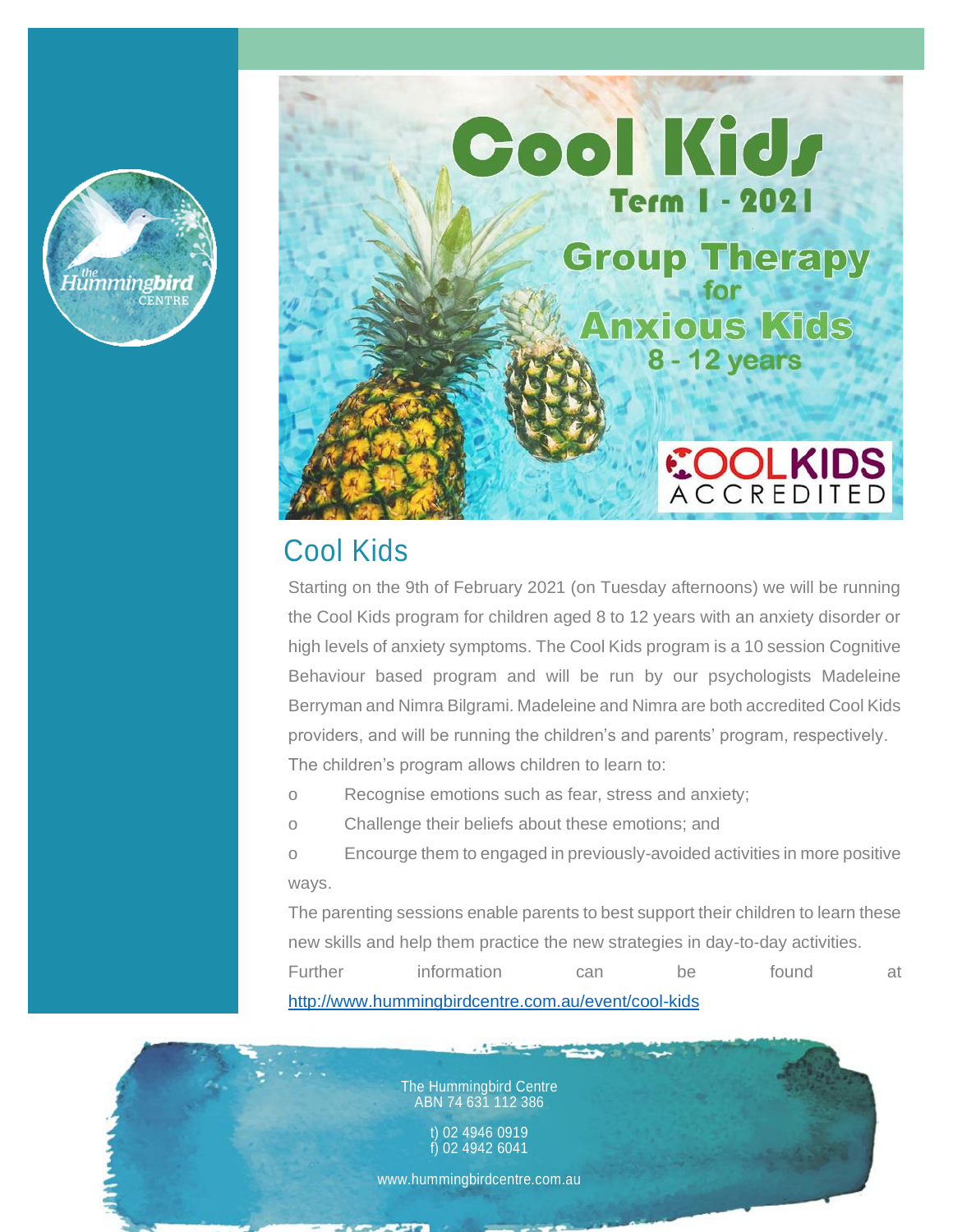Cool Kids

Term 1 - 2021

Group Therapy for Anxious Kids

8 - 12 years

COOLKIDS ACCREDITED

## Cool Kids

Starting on the 9th of February 2021 (on Tuesday afternoons) we will be running the Cool Kids program for children aged 8 to 12 years with an anxiety disorder or high levels of anxiety symptoms. The Cool Kids program is a 10 session Cognitive Behaviour based program and will be run by our psychologists Madeleine Berryman and Nimra Bilgrami. Madeleine and Nimra are both accredited Cool Kids providers, and will be running the children's and parents' program, respectively.

The children's program allows children to learn to:

- Recognise emotions such as fear, stress and anxiety;
- Challenge their beliefs about these emotions; and
- Encourge them to engaged in previously-avoided activities in more positive ways.

The parenting sessions enable parents to best support their children to learn these new skills and help them practice the new strategies in day-to-day activities.

Further information can be found at http://www.hummingbirdcentre.com.au/event/cool-kids

The Hummingbird Centre
ABN 74 631 112 386

t) 02 4946 0919
f) 02 4942 6041

www.hummingbirdcentre.com.au